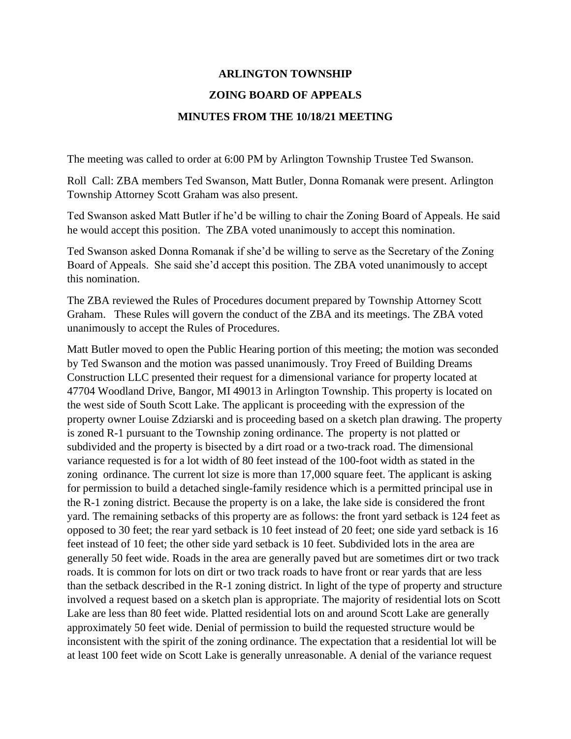# ARLINGTON TOWNSHIP

## ZONING BOARD OF APPEALS

## MINUTES FROM THE 10/18/21 MEETING

The meeting was called to order at 6:00 PM by Arlington Township Trustee Ted Swanson.

Roll Call: ZBA members Ted Swanson, Matt Butler, Donna Romanak were present. Arlington Township Attorney Scott Graham was also present.

Ted Swanson asked Matt Butler if he'd be willing to chair the Zoning Board of Appeals. He said he would accept this position. The ZBA voted unanimously to accept this nomination.

Ted Swanson asked Donna Romanak if she'd be willing to serve as the Secretary of the Zoning Board of Appeals. She said she'd accept this position. The ZBA voted unanimously to accept this nomination.

The ZBA reviewed the Rules of Procedures document prepared by Township Attorney Scott Graham. These Rules will govern the conduct of the ZBA and its meetings. The ZBA voted unanimously to accept the Rules of Procedures.

Matt Butler moved to open the Public Hearing portion of this meeting; the motion was seconded by Ted Swanson and the motion was passed unanimously. Troy Freed of Building Dreams Construction LLC presented their request for a dimensional variance for property located at 47704 Woodland Drive, Bangor, MI 49013 in Arlington Township. This property is located on the west side of South Scott Lake. The applicant is proceeding with the expression of the property owner Louise Zdziarski and is proceeding based on a sketch plan drawing. The property is zoned R-1 pursuant to the Township zoning ordinance. The property is not platted or subdivided and the property is bisected by a dirt road or a two-track road. The dimensional variance requested is for a lot width of 80 feet instead of the 100-foot width as stated in the zoning ordinance. The current lot size is more than 17,000 square feet. The applicant is asking for permission to build a detached single-family residence which is a permitted principal use in the R-1 zoning district. Because the property is on a lake, the lake side is considered the front yard. The remaining setbacks of this property are as follows: the front yard setback is 124 feet as opposed to 30 feet; the rear yard setback is 10 feet instead of 20 feet; one side yard setback is 16 feet instead of 10 feet; the other side yard setback is 10 feet. Subdivided lots in the area are generally 50 feet wide. Roads in the area are generally paved but are sometimes dirt or two track roads. It is common for lots on dirt or two track roads to have front or rear yards that are less than the setback described in the R-1 zoning district. In light of the type of property and structure involved a request based on a sketch plan is appropriate. The majority of residential lots on Scott Lake are less than 80 feet wide. Platted residential lots on and around Scott Lake are generally approximately 50 feet wide. Denial of permission to build the requested structure would be inconsistent with the spirit of the zoning ordinance. The expectation that a residential lot will be at least 100 feet wide on Scott Lake is generally unreasonable. A denial of the variance request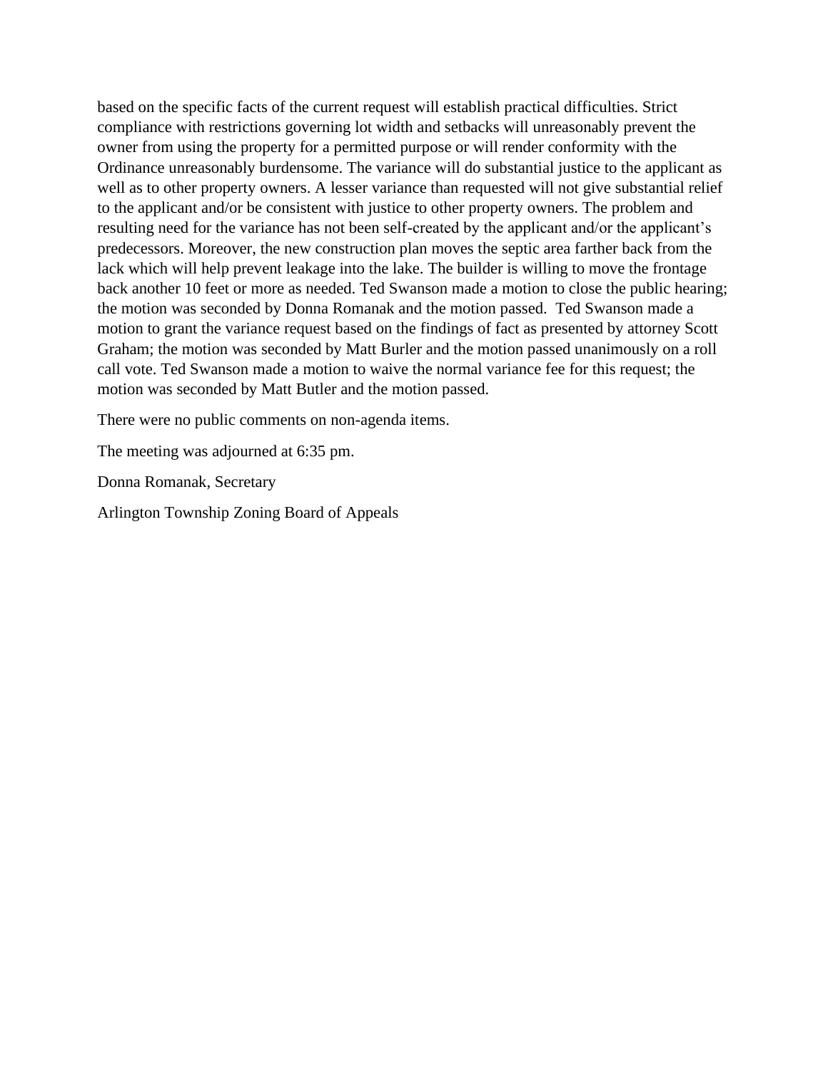based on the specific facts of the current request will establish practical difficulties. Strict compliance with restrictions governing lot width and setbacks will unreasonably prevent the owner from using the property for a permitted purpose or will render conformity with the Ordinance unreasonably burdensome. The variance will do substantial justice to the applicant as well as to other property owners. A lesser variance than requested will not give substantial relief to the applicant and/or be consistent with justice to other property owners. The problem and resulting need for the variance has not been self-created by the applicant and/or the applicant's predecessors. Moreover, the new construction plan moves the septic area farther back from the lack which will help prevent leakage into the lake. The builder is willing to move the frontage back another 10 feet or more as needed. Ted Swanson made a motion to close the public hearing; the motion was seconded by Donna Romanak and the motion passed. Ted Swanson made a motion to grant the variance request based on the findings of fact as presented by attorney Scott Graham; the motion was seconded by Matt Burler and the motion passed unanimously on a roll call vote. Ted Swanson made a motion to waive the normal variance fee for this request; the motion was seconded by Matt Butler and the motion passed.

There were no public comments on non-agenda items.

The meeting was adjourned at 6:35 pm.

Donna Romanak, Secretary

Arlington Township Zoning Board of Appeals